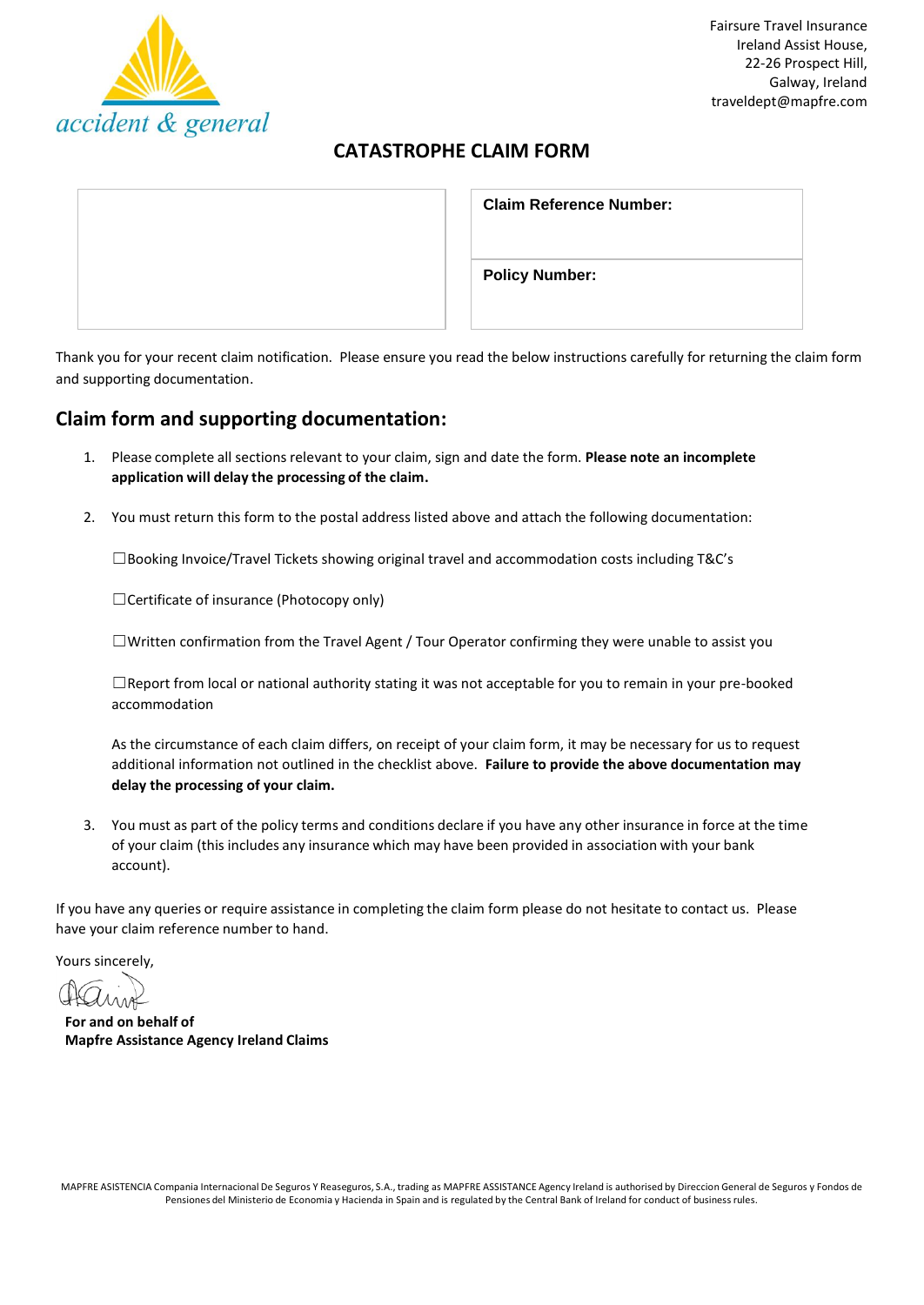accident & general

Fairsure Travel Insurance
Ireland Assist House,
22-26 Prospect Hill,
Galway, Ireland
traveldept@mapfre.com

# CATASTROPHE CLAIM FORM

| | **Claim Reference Number:** |
|---|---|
| | **Policy Number:** |

Thank you for your recent claim notification. Please ensure you read the below instructions carefully for returning the claim form and supporting documentation.

## Claim form and supporting documentation:

1. Please complete all sections relevant to your claim, sign and date the form. **Please note an incomplete application will delay the processing of the claim.**

2. You must return this form to the postal address listed above and attach the following documentation:

   ☐Booking Invoice/Travel Tickets showing original travel and accommodation costs including T&C's

   ☐Certificate of insurance (Photocopy only)

   ☐Written confirmation from the Travel Agent / Tour Operator confirming they were unable to assist you

   ☐Report from local or national authority stating it was not acceptable for you to remain in your pre-booked accommodation

   As the circumstance of each claim differs, on receipt of your claim form, it may be necessary for us to request additional information not outlined in the checklist above. **Failure to provide the above documentation may delay the processing of your claim.**

3. You must as part of the policy terms and conditions declare if you have any other insurance in force at the time of your claim (this includes any insurance which may have been provided in association with your bank account).

If you have any queries or require assistance in completing the claim form please do not hesitate to contact us. Please have your claim reference number to hand.

Yours sincerely,

**For and on behalf of**
**Mapfre Assistance Agency Ireland Claims**

MAPFRE ASISTENCIA Compania Internacional De Seguros Y Reaseguros, S.A., trading as MAPFRE ASSISTANCE Agency Ireland is authorised by Direccion General de Seguros y Fondos de Pensiones del Ministerio de Economia y Hacienda in Spain and is regulated by the Central Bank of Ireland for conduct of business rules.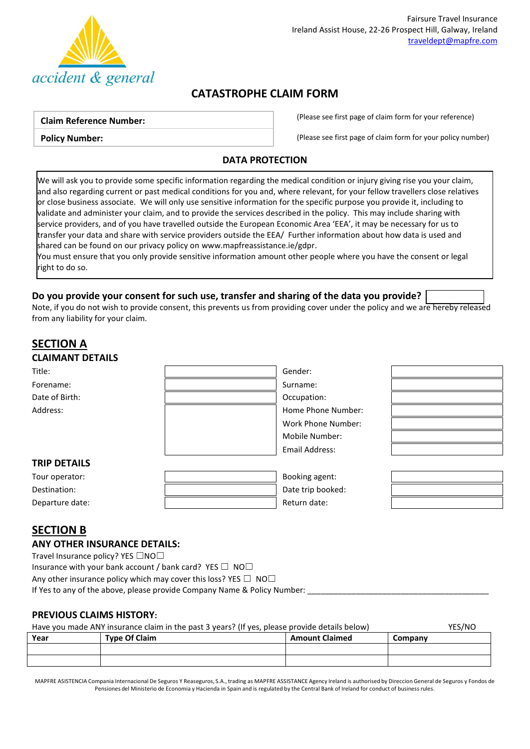Fairsure Travel Insurance
Ireland Assist House, 22-26 Prospect Hill, Galway, Ireland
traveldept@mapfre.com

accident & general

# CATASTROPHE CLAIM FORM

| **Claim Reference Number:** | (Please see first page of claim form for your reference) |
|---|---|
| **Policy Number:** | (Please see first page of claim form for your policy number) |

## DATA PROTECTION

We will ask you to provide some specific information regarding the medical condition or injury giving rise you your claim, and also regarding current or past medical conditions for you and, where relevant, for your fellow travellers close relatives or close business associate. We will only use sensitive information for the specific purpose you provide it, including to validate and administer your claim, and to provide the services described in the policy. This may include sharing with service providers, and of you have travelled outside the European Economic Area 'EEA', it may be necessary for us to transfer your data and share with service providers outside the EEA/ Further information about how data is used and shared can be found on our privacy policy on www.mapfreassistance.ie/gdpr.
You must ensure that you only provide sensitive information amount other people where you have the consent or legal right to do so.

**Do you provide your consent for such use, transfer and sharing of the data you provide?** ______

Note, if you do not wish to provide consent, this prevents us from providing cover under the policy and we are hereby released from any liability for your claim.

## SECTION A

### CLAIMANT DETAILS

| | | | |
|---|---|---|---|
| Title: | | Gender: | |
| Forename: | | Surname: | |
| Date of Birth: | | Occupation: | |
| Address: | | Home Phone Number: | |
| | | Work Phone Number: | |
| | | Mobile Number: | |
| | | Email Address: | |

### TRIP DETAILS

| | | | |
|---|---|---|---|
| Tour operator: | | Booking agent: | |
| Destination: | | Date trip booked: | |
| Departure date: | | Return date: | |

## SECTION B

### ANY OTHER INSURANCE DETAILS:

Travel Insurance policy? YES ☐NO☐
Insurance with your bank account / bank card? YES ☐ NO☐
Any other insurance policy which may cover this loss? YES ☐ NO☐
If Yes to any of the above, please provide Company Name & Policy Number: ________________________________________

### PREVIOUS CLAIMS HISTORY:

Have you made ANY insurance claim in the past 3 years? (If yes, please provide details below) YES/NO

| Year | Type Of Claim | Amount Claimed | Company |
|---|---|---|---|
| | | | |
| | | | |

MAPFRE ASISTENCIA Compania Internacional De Seguros Y Reaseguros, S.A., trading as MAPFRE ASSISTANCE Agency Ireland is authorised by Direccion General de Seguros y Fondos de Pensiones del Ministerio de Economia y Hacienda in Spain and is regulated by the Central Bank of Ireland for conduct of business rules.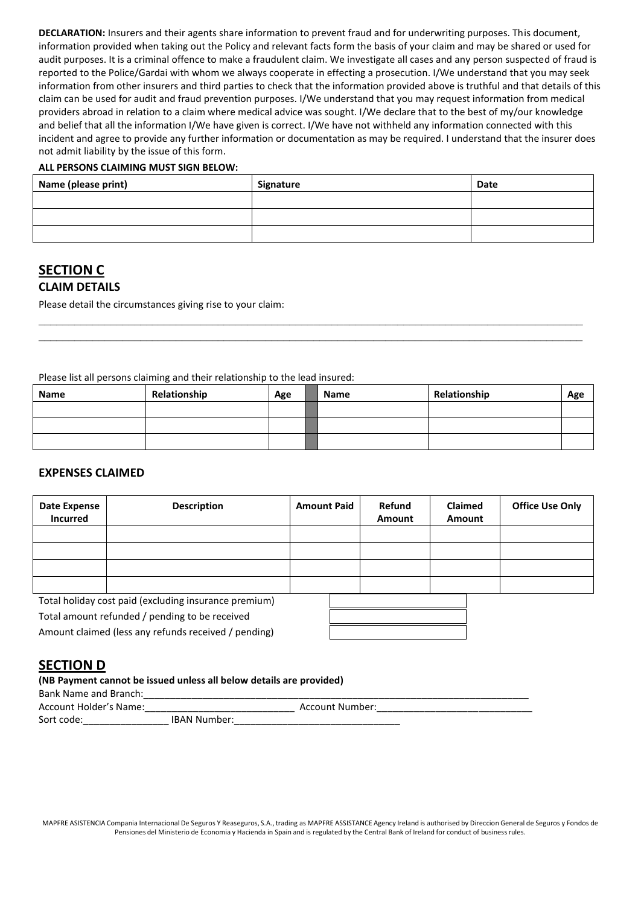**DECLARATION:** Insurers and their agents share information to prevent fraud and for underwriting purposes. This document, information provided when taking out the Policy and relevant facts form the basis of your claim and may be shared or used for audit purposes. It is a criminal offence to make a fraudulent claim. We investigate all cases and any person suspected of fraud is reported to the Police/Gardai with whom we always cooperate in effecting a prosecution. I/We understand that you may seek information from other insurers and third parties to check that the information provided above is truthful and that details of this claim can be used for audit and fraud prevention purposes. I/We understand that you may request information from medical providers abroad in relation to a claim where medical advice was sought. I/We declare that to the best of my/our knowledge and belief that all the information I/We have given is correct. I/We have not withheld any information connected with this incident and agree to provide any further information or documentation as may be required. I understand that the insurer does not admit liability by the issue of this form.

**ALL PERSONS CLAIMING MUST SIGN BELOW:**

| Name (please print) | Signature | Date |
|---|---|---|
| | | |
| | | |
| | | |

## SECTION C

### CLAIM DETAILS

Please detail the circumstances giving rise to your claim:

____________________________________________________________________________________________

____________________________________________________________________________________________

Please list all persons claiming and their relationship to the lead insured:

| Name | Relationship | Age | | Name | Relationship | Age |
|---|---|---|---|---|---|---|
| | | | | | | |
| | | | | | | |
| | | | | | | |

### EXPENSES CLAIMED

| Date Expense Incurred | Description | Amount Paid | Refund Amount | Claimed Amount | Office Use Only |
|---|---|---|---|---|---|
| | | | | | |
| | | | | | |
| | | | | | |
| | | | | | |

| | |
|---|---|
| Total holiday cost paid (excluding insurance premium) | |
| Total amount refunded / pending to be received | |
| Amount claimed (less any refunds received / pending) | |

## SECTION D

**(NB Payment cannot be issued unless all below details are provided)**

Bank Name and Branch:____________________________________________________________________________

Account Holder's Name:____________________________ Account Number:_____________________________

Sort code:________________ IBAN Number:_______________________________

MAPFRE ASISTENCIA Compania Internacional De Seguros Y Reaseguros, S.A., trading as MAPFRE ASSISTANCE Agency Ireland is authorised by Direccion General de Seguros y Fondos de Pensiones del Ministerio de Economia y Hacienda in Spain and is regulated by the Central Bank of Ireland for conduct of business rules.